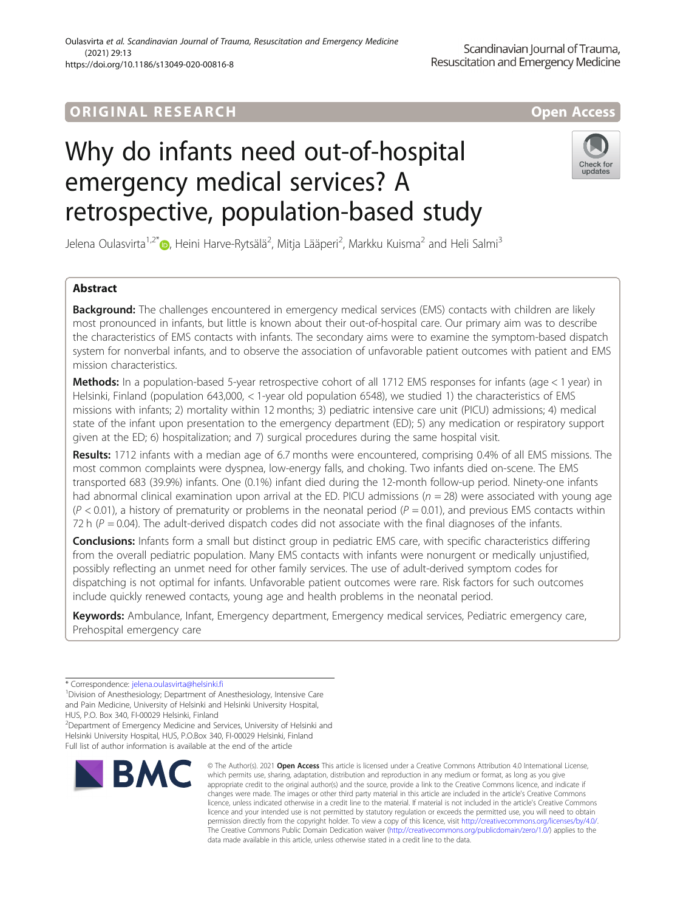ORIGINAL RESEARCH

Open Access

# Why do infants need out-of-hospital emergency medical services? A retrospective, population-based study

Jelena Oulasvirta[1,2*], Heini Harve-Rytsälä[2], Mitja Lääperi[2], Markku Kuisma[2] and Heli Salmi[3]

## Abstract

**Background:** The challenges encountered in emergency medical services (EMS) contacts with children are likely most pronounced in infants, but little is known about their out-of-hospital care. Our primary aim was to describe the characteristics of EMS contacts with infants. The secondary aims were to examine the symptom-based dispatch system for nonverbal infants, and to observe the association of unfavorable patient outcomes with patient and EMS mission characteristics.

**Methods:** In a population-based 5-year retrospective cohort of all 1712 EMS responses for infants (age < 1 year) in Helsinki, Finland (population 643,000, < 1-year old population 6548), we studied 1) the characteristics of EMS missions with infants; 2) mortality within 12 months; 3) pediatric intensive care unit (PICU) admissions; 4) medical state of the infant upon presentation to the emergency department (ED); 5) any medication or respiratory support given at the ED; 6) hospitalization; and 7) surgical procedures during the same hospital visit.

**Results:** 1712 infants with a median age of 6.7 months were encountered, comprising 0.4% of all EMS missions. The most common complaints were dyspnea, low-energy falls, and choking. Two infants died on-scene. The EMS transported 683 (39.9%) infants. One (0.1%) infant died during the 12-month follow-up period. Ninety-one infants had abnormal clinical examination upon arrival at the ED. PICU admissions ($n = 28$) were associated with young age ($P < 0.01$), a history of prematurity or problems in the neonatal period ($P = 0.01$), and previous EMS contacts within 72 h ($P = 0.04$). The adult-derived dispatch codes did not associate with the final diagnoses of the infants.

**Conclusions:** Infants form a small but distinct group in pediatric EMS care, with specific characteristics differing from the overall pediatric population. Many EMS contacts with infants were nonurgent or medically unjustified, possibly reflecting an unmet need for other family services. The use of adult-derived symptom codes for dispatching is not optimal for infants. Unfavorable patient outcomes were rare. Risk factors for such outcomes include quickly renewed contacts, young age and health problems in the neonatal period.

**Keywords:** Ambulance, Infant, Emergency department, Emergency medical services, Pediatric emergency care, Prehospital emergency care

\* Correspondence: jelena.oulasvirta@helsinki.fi
[1]Division of Anesthesiology; Department of Anesthesiology, Intensive Care and Pain Medicine, University of Helsinki and Helsinki University Hospital, HUS, P.O. Box 340, FI-00029 Helsinki, Finland
[2]Department of Emergency Medicine and Services, University of Helsinki and Helsinki University Hospital, HUS, P.O.Box 340, FI-00029 Helsinki, Finland
Full list of author information is available at the end of the article

© The Author(s). 2021 **Open Access** This article is licensed under a Creative Commons Attribution 4.0 International License, which permits use, sharing, adaptation, distribution and reproduction in any medium or format, as long as you give appropriate credit to the original author(s) and the source, provide a link to the Creative Commons licence, and indicate if changes were made. The images or other third party material in this article are included in the article's Creative Commons licence, unless indicated otherwise in a credit line to the material. If material is not included in the article's Creative Commons licence and your intended use is not permitted by statutory regulation or exceeds the permitted use, you will need to obtain permission directly from the copyright holder. To view a copy of this licence, visit http://creativecommons.org/licenses/by/4.0/. The Creative Commons Public Domain Dedication waiver (http://creativecommons.org/publicdomain/zero/1.0/) applies to the data made available in this article, unless otherwise stated in a credit line to the data.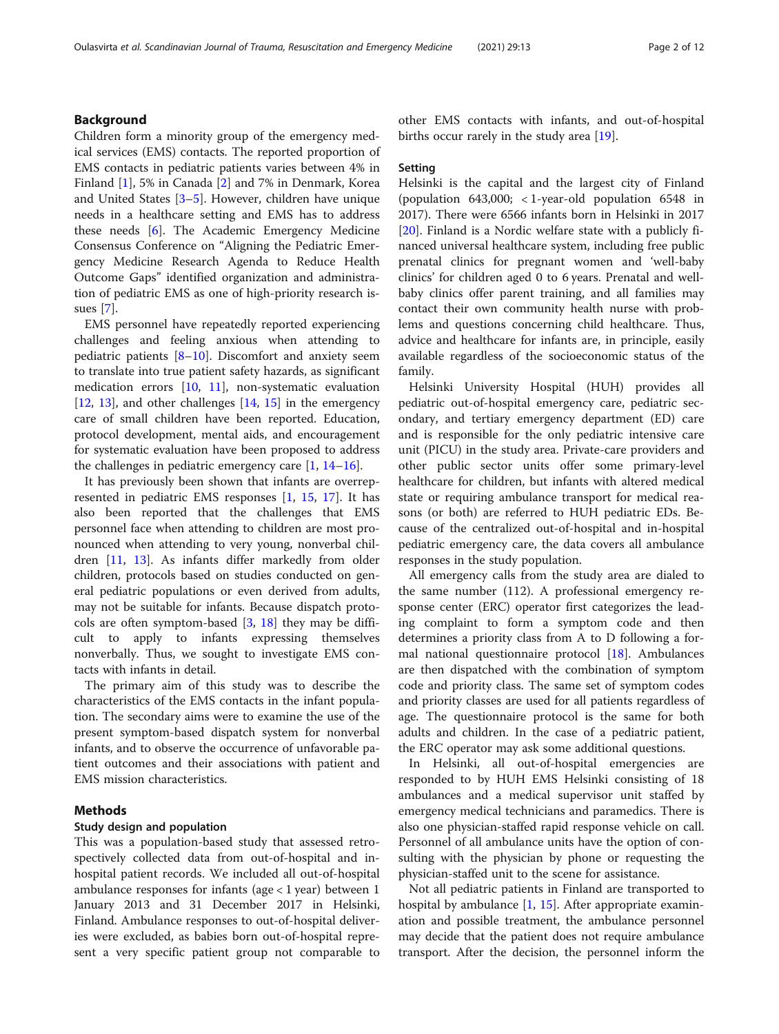## Background

Children form a minority group of the emergency medical services (EMS) contacts. The reported proportion of EMS contacts in pediatric patients varies between 4% in Finland [1], 5% in Canada [2] and 7% in Denmark, Korea and United States [3–5]. However, children have unique needs in a healthcare setting and EMS has to address these needs [6]. The Academic Emergency Medicine Consensus Conference on "Aligning the Pediatric Emergency Medicine Research Agenda to Reduce Health Outcome Gaps" identified organization and administration of pediatric EMS as one of high-priority research issues [7].

EMS personnel have repeatedly reported experiencing challenges and feeling anxious when attending to pediatric patients [8–10]. Discomfort and anxiety seem to translate into true patient safety hazards, as significant medication errors [10, 11], non-systematic evaluation [12, 13], and other challenges [14, 15] in the emergency care of small children have been reported. Education, protocol development, mental aids, and encouragement for systematic evaluation have been proposed to address the challenges in pediatric emergency care [1, 14–16].

It has previously been shown that infants are overrepresented in pediatric EMS responses [1, 15, 17]. It has also been reported that the challenges that EMS personnel face when attending to children are most pronounced when attending to very young, nonverbal children [11, 13]. As infants differ markedly from older children, protocols based on studies conducted on general pediatric populations or even derived from adults, may not be suitable for infants. Because dispatch protocols are often symptom-based [3, 18] they may be difficult to apply to infants expressing themselves nonverbally. Thus, we sought to investigate EMS contacts with infants in detail.

The primary aim of this study was to describe the characteristics of the EMS contacts in the infant population. The secondary aims were to examine the use of the present symptom-based dispatch system for nonverbal infants, and to observe the occurrence of unfavorable patient outcomes and their associations with patient and EMS mission characteristics.

## Methods

### Study design and population

This was a population-based study that assessed retrospectively collected data from out-of-hospital and in-hospital patient records. We included all out-of-hospital ambulance responses for infants (age < 1 year) between 1 January 2013 and 31 December 2017 in Helsinki, Finland. Ambulance responses to out-of-hospital deliveries were excluded, as babies born out-of-hospital represent a very specific patient group not comparable to other EMS contacts with infants, and out-of-hospital births occur rarely in the study area [19].

### Setting

Helsinki is the capital and the largest city of Finland (population 643,000; < 1-year-old population 6548 in 2017). There were 6566 infants born in Helsinki in 2017 [20]. Finland is a Nordic welfare state with a publicly financed universal healthcare system, including free public prenatal clinics for pregnant women and 'well-baby clinics' for children aged 0 to 6 years. Prenatal and well-baby clinics offer parent training, and all families may contact their own community health nurse with problems and questions concerning child healthcare. Thus, advice and healthcare for infants are, in principle, easily available regardless of the socioeconomic status of the family.

Helsinki University Hospital (HUH) provides all pediatric out-of-hospital emergency care, pediatric secondary, and tertiary emergency department (ED) care and is responsible for the only pediatric intensive care unit (PICU) in the study area. Private-care providers and other public sector units offer some primary-level healthcare for children, but infants with altered medical state or requiring ambulance transport for medical reasons (or both) are referred to HUH pediatric EDs. Because of the centralized out-of-hospital and in-hospital pediatric emergency care, the data covers all ambulance responses in the study population.

All emergency calls from the study area are dialed to the same number (112). A professional emergency response center (ERC) operator first categorizes the leading complaint to form a symptom code and then determines a priority class from A to D following a formal national questionnaire protocol [18]. Ambulances are then dispatched with the combination of symptom code and priority class. The same set of symptom codes and priority classes are used for all patients regardless of age. The questionnaire protocol is the same for both adults and children. In the case of a pediatric patient, the ERC operator may ask some additional questions.

In Helsinki, all out-of-hospital emergencies are responded to by HUH EMS Helsinki consisting of 18 ambulances and a medical supervisor unit staffed by emergency medical technicians and paramedics. There is also one physician-staffed rapid response vehicle on call. Personnel of all ambulance units have the option of consulting with the physician by phone or requesting the physician-staffed unit to the scene for assistance.

Not all pediatric patients in Finland are transported to hospital by ambulance [1, 15]. After appropriate examination and possible treatment, the ambulance personnel may decide that the patient does not require ambulance transport. After the decision, the personnel inform the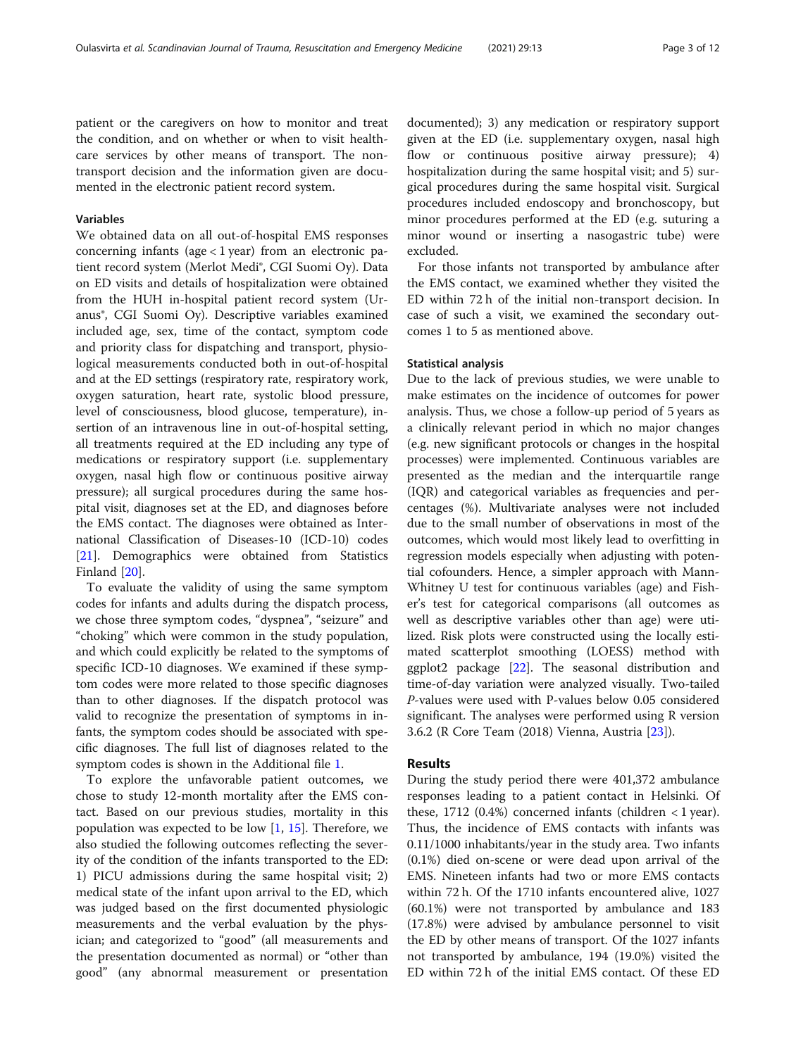patient or the caregivers on how to monitor and treat the condition, and on whether or when to visit healthcare services by other means of transport. The non-transport decision and the information given are documented in the electronic patient record system.

### Variables

We obtained data on all out-of-hospital EMS responses concerning infants (age < 1 year) from an electronic patient record system (Merlot Medi®, CGI Suomi Oy). Data on ED visits and details of hospitalization were obtained from the HUH in-hospital patient record system (Uranus®, CGI Suomi Oy). Descriptive variables examined included age, sex, time of the contact, symptom code and priority class for dispatching and transport, physiological measurements conducted both in out-of-hospital and at the ED settings (respiratory rate, respiratory work, oxygen saturation, heart rate, systolic blood pressure, level of consciousness, blood glucose, temperature), insertion of an intravenous line in out-of-hospital setting, all treatments required at the ED including any type of medications or respiratory support (i.e. supplementary oxygen, nasal high flow or continuous positive airway pressure); all surgical procedures during the same hospital visit, diagnoses set at the ED, and diagnoses before the EMS contact. The diagnoses were obtained as International Classification of Diseases-10 (ICD-10) codes [21]. Demographics were obtained from Statistics Finland [20].

To evaluate the validity of using the same symptom codes for infants and adults during the dispatch process, we chose three symptom codes, "dyspnea", "seizure" and "choking" which were common in the study population, and which could explicitly be related to the symptoms of specific ICD-10 diagnoses. We examined if these symptom codes were more related to those specific diagnoses than to other diagnoses. If the dispatch protocol was valid to recognize the presentation of symptoms in infants, the symptom codes should be associated with specific diagnoses. The full list of diagnoses related to the symptom codes is shown in the Additional file 1.

To explore the unfavorable patient outcomes, we chose to study 12-month mortality after the EMS contact. Based on our previous studies, mortality in this population was expected to be low [1, 15]. Therefore, we also studied the following outcomes reflecting the severity of the condition of the infants transported to the ED: 1) PICU admissions during the same hospital visit; 2) medical state of the infant upon arrival to the ED, which was judged based on the first documented physiologic measurements and the verbal evaluation by the physician; and categorized to "good" (all measurements and the presentation documented as normal) or "other than good" (any abnormal measurement or presentation documented); 3) any medication or respiratory support given at the ED (i.e. supplementary oxygen, nasal high flow or continuous positive airway pressure); 4) hospitalization during the same hospital visit; and 5) surgical procedures during the same hospital visit. Surgical procedures included endoscopy and bronchoscopy, but minor procedures performed at the ED (e.g. suturing a minor wound or inserting a nasogastric tube) were excluded.

For those infants not transported by ambulance after the EMS contact, we examined whether they visited the ED within 72 h of the initial non-transport decision. In case of such a visit, we examined the secondary outcomes 1 to 5 as mentioned above.

### Statistical analysis

Due to the lack of previous studies, we were unable to make estimates on the incidence of outcomes for power analysis. Thus, we chose a follow-up period of 5 years as a clinically relevant period in which no major changes (e.g. new significant protocols or changes in the hospital processes) were implemented. Continuous variables are presented as the median and the interquartile range (IQR) and categorical variables as frequencies and percentages (%). Multivariate analyses were not included due to the small number of observations in most of the outcomes, which would most likely lead to overfitting in regression models especially when adjusting with potential cofounders. Hence, a simpler approach with Mann-Whitney U test for continuous variables (age) and Fisher's test for categorical comparisons (all outcomes as well as descriptive variables other than age) were utilized. Risk plots were constructed using the locally estimated scatterplot smoothing (LOESS) method with ggplot2 package [22]. The seasonal distribution and time-of-day variation were analyzed visually. Two-tailed *P*-values were used with P-values below 0.05 considered significant. The analyses were performed using R version 3.6.2 (R Core Team (2018) Vienna, Austria [23]).

## Results

During the study period there were 401,372 ambulance responses leading to a patient contact in Helsinki. Of these, 1712 (0.4%) concerned infants (children < 1 year). Thus, the incidence of EMS contacts with infants was 0.11/1000 inhabitants/year in the study area. Two infants (0.1%) died on-scene or were dead upon arrival of the EMS. Nineteen infants had two or more EMS contacts within 72 h. Of the 1710 infants encountered alive, 1027 (60.1%) were not transported by ambulance and 183 (17.8%) were advised by ambulance personnel to visit the ED by other means of transport. Of the 1027 infants not transported by ambulance, 194 (19.0%) visited the ED within 72 h of the initial EMS contact. Of these ED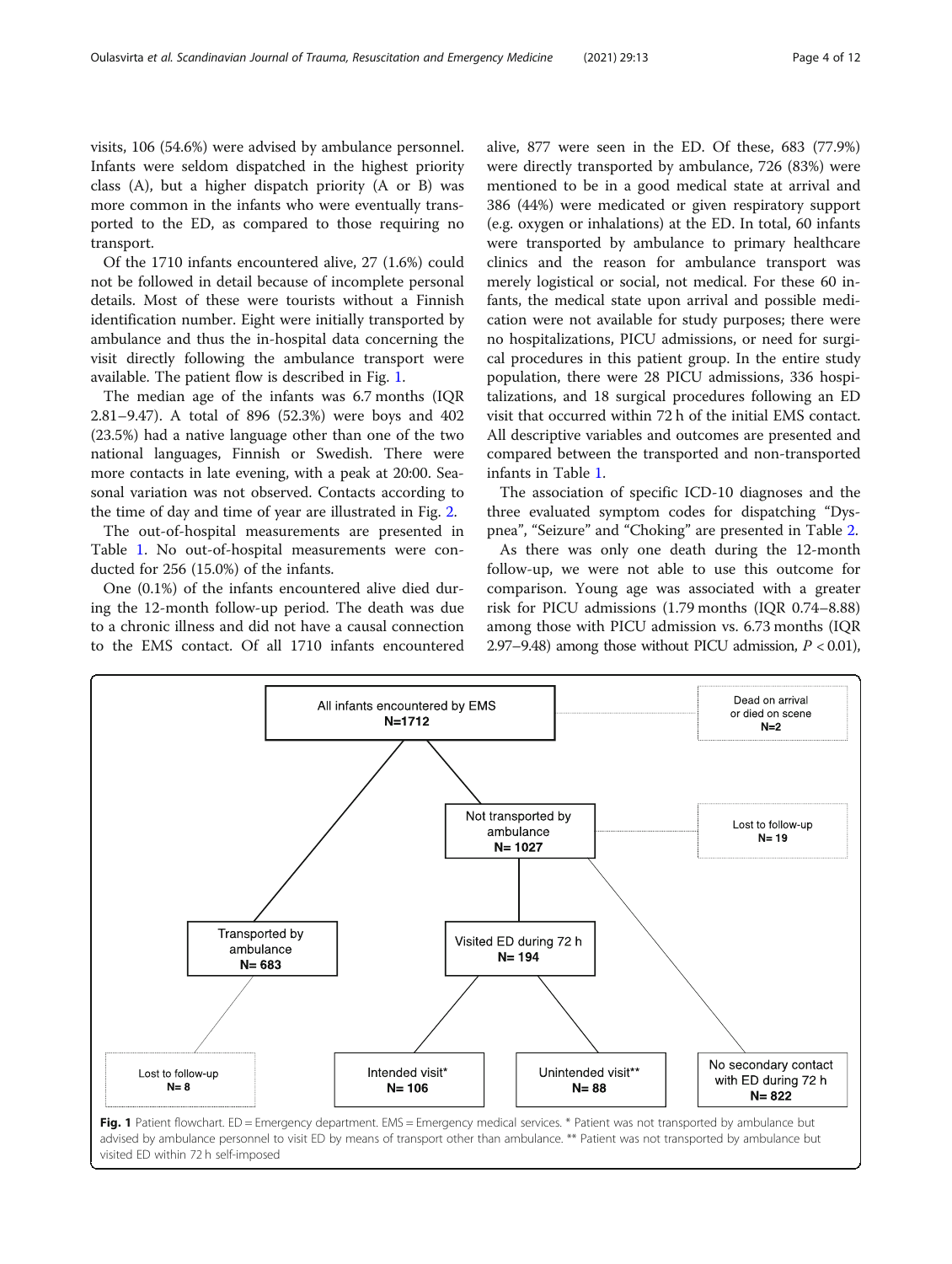visits, 106 (54.6%) were advised by ambulance personnel. Infants were seldom dispatched in the highest priority class (A), but a higher dispatch priority (A or B) was more common in the infants who were eventually transported to the ED, as compared to those requiring no transport.

Of the 1710 infants encountered alive, 27 (1.6%) could not be followed in detail because of incomplete personal details. Most of these were tourists without a Finnish identification number. Eight were initially transported by ambulance and thus the in-hospital data concerning the visit directly following the ambulance transport were available. The patient flow is described in Fig. 1.

The median age of the infants was 6.7 months (IQR 2.81–9.47). A total of 896 (52.3%) were boys and 402 (23.5%) had a native language other than one of the two national languages, Finnish or Swedish. There were more contacts in late evening, with a peak at 20:00. Seasonal variation was not observed. Contacts according to the time of day and time of year are illustrated in Fig. 2.

The out-of-hospital measurements are presented in Table 1. No out-of-hospital measurements were conducted for 256 (15.0%) of the infants.

One (0.1%) of the infants encountered alive died during the 12-month follow-up period. The death was due to a chronic illness and did not have a causal connection to the EMS contact. Of all 1710 infants encountered alive, 877 were seen in the ED. Of these, 683 (77.9%) were directly transported by ambulance, 726 (83%) were mentioned to be in a good medical state at arrival and 386 (44%) were medicated or given respiratory support (e.g. oxygen or inhalations) at the ED. In total, 60 infants were transported by ambulance to primary healthcare clinics and the reason for ambulance transport was merely logistical or social, not medical. For these 60 infants, the medical state upon arrival and possible medication were not available for study purposes; there were no hospitalizations, PICU admissions, or need for surgical procedures in this patient group. In the entire study population, there were 28 PICU admissions, 336 hospitalizations, and 18 surgical procedures following an ED visit that occurred within 72 h of the initial EMS contact. All descriptive variables and outcomes are presented and compared between the transported and non-transported infants in Table 1.

The association of specific ICD-10 diagnoses and the three evaluated symptom codes for dispatching "Dyspnea", "Seizure" and "Choking" are presented in Table 2.

As there was only one death during the 12-month follow-up, we were not able to use this outcome for comparison. Young age was associated with a greater risk for PICU admissions (1.79 months (IQR 0.74–8.88) among those with PICU admission vs. 6.73 months (IQR 2.97–9.48) among those without PICU admission, $P < 0.01$),

All infants encountered by EMS N=1712

Dead on arrival or died on scene N=2

Not transported by ambulance N= 1027

Lost to follow-up N= 19

Transported by ambulance N= 683

Visited ED during 72 h N= 194

Lost to follow-up N= 8

Intended visit* N= 106

Unintended visit** N= 88

No secondary contact with ED during 72 h N= 822

**Fig. 1** Patient flowchart. ED = Emergency department. EMS = Emergency medical services. * Patient was not transported by ambulance but advised by ambulance personnel to visit ED by means of transport other than ambulance. ** Patient was not transported by ambulance but visited ED within 72 h self-imposed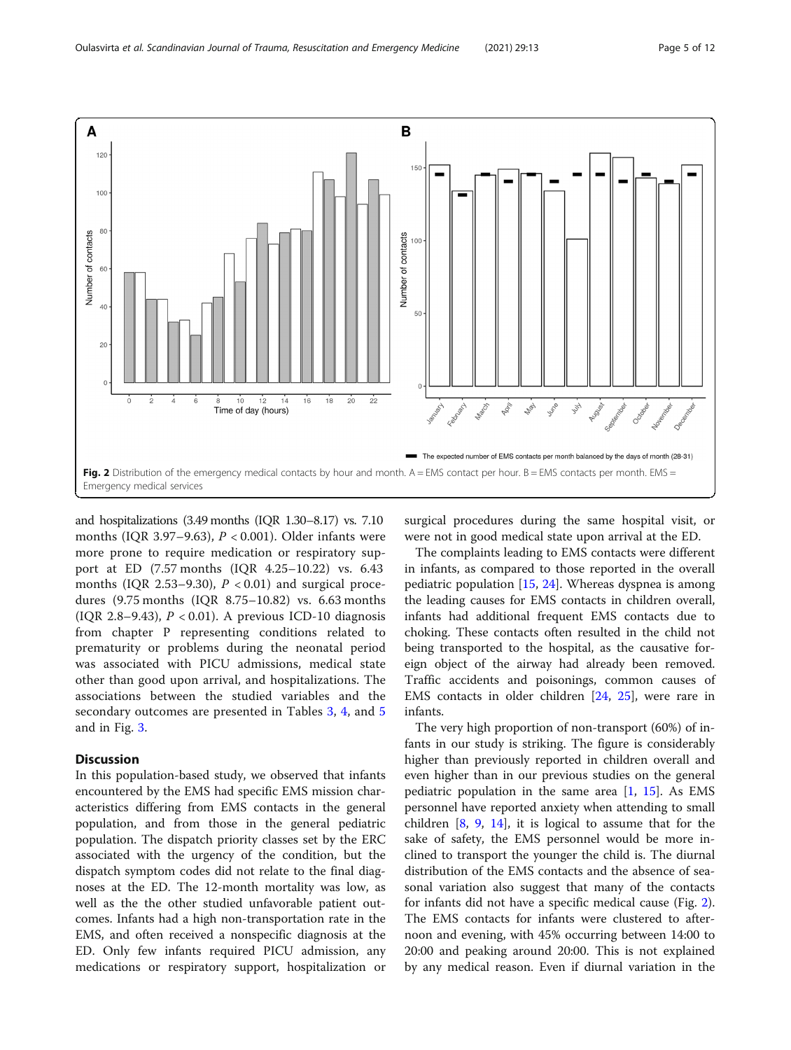Fig. 2 Distribution of the emergency medical contacts by hour and month. A = EMS contact per hour. B = EMS contacts per month. EMS = Emergency medical services

and hospitalizations (3.49 months (IQR 1.30–8.17) vs. 7.10 months (IQR 3.97–9.63), $P < 0.001$). Older infants were more prone to require medication or respiratory support at ED (7.57 months (IQR 4.25–10.22) vs. 6.43 months (IQR 2.53–9.30), $P < 0.01$) and surgical procedures (9.75 months (IQR 8.75–10.82) vs. 6.63 months (IQR 2.8–9.43), $P < 0.01$). A previous ICD-10 diagnosis from chapter P representing conditions related to prematurity or problems during the neonatal period was associated with PICU admissions, medical state other than good upon arrival, and hospitalizations. The associations between the studied variables and the secondary outcomes are presented in Tables 3, 4, and 5 and in Fig. 3.

## Discussion

In this population-based study, we observed that infants encountered by the EMS had specific EMS mission characteristics differing from EMS contacts in the general population, and from those in the general pediatric population. The dispatch priority classes set by the ERC associated with the urgency of the condition, but the dispatch symptom codes did not relate to the final diagnoses at the ED. The 12-month mortality was low, as well as the the other studied unfavorable patient outcomes. Infants had a high non-transportation rate in the EMS, and often received a nonspecific diagnosis at the ED. Only few infants required PICU admission, any medications or respiratory support, hospitalization or surgical procedures during the same hospital visit, or were not in good medical state upon arrival at the ED.

The complaints leading to EMS contacts were different in infants, as compared to those reported in the overall pediatric population [15, 24]. Whereas dyspnea is among the leading causes for EMS contacts in children overall, infants had additional frequent EMS contacts due to choking. These contacts often resulted in the child not being transported to the hospital, as the causative foreign object of the airway had already been removed. Traffic accidents and poisonings, common causes of EMS contacts in older children [24, 25], were rare in infants.

The very high proportion of non-transport (60%) of infants in our study is striking. The figure is considerably higher than previously reported in children overall and even higher than in our previous studies on the general pediatric population in the same area [1, 15]. As EMS personnel have reported anxiety when attending to small children [8, 9, 14], it is logical to assume that for the sake of safety, the EMS personnel would be more inclined to transport the younger the child is. The diurnal distribution of the EMS contacts and the absence of seasonal variation also suggest that many of the contacts for infants did not have a specific medical cause (Fig. 2). The EMS contacts for infants were clustered to afternoon and evening, with 45% occurring between 14:00 to 20:00 and peaking around 20:00. This is not explained by any medical reason. Even if diurnal variation in the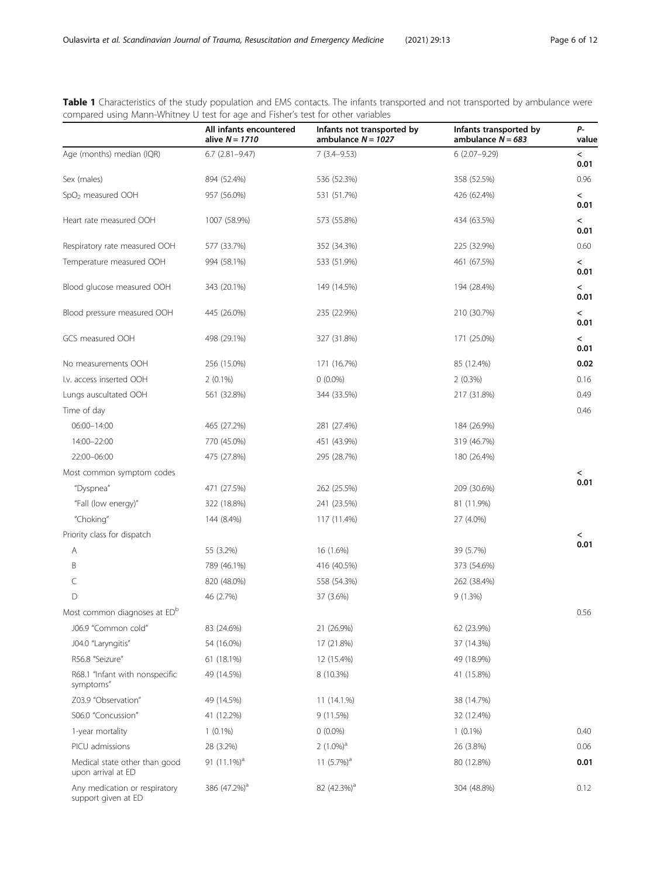**Table 1** Characteristics of the study population and EMS contacts. The infants transported and not transported by ambulance were compared using Mann-Whitney U test for age and Fisher's test for other variables

| | All infants encountered alive *N = 1710* | Infants not transported by ambulance *N = 1027* | Infants transported by ambulance *N = 683* | *P*-value |
|---|---|---|---|---|
| Age (months) median (IQR) | 6.7 (2.81–9.47) | 7 (3.4–9.53) | 6 (2.07–9.29) | **< 0.01** |
| Sex (males) | 894 (52.4%) | 536 (52.3%) | 358 (52.5%) | 0.96 |
| $SpO_2$ measured OOH | 957 (56.0%) | 531 (51.7%) | 426 (62.4%) | **< 0.01** |
| Heart rate measured OOH | 1007 (58.9%) | 573 (55.8%) | 434 (63.5%) | **< 0.01** |
| Respiratory rate measured OOH | 577 (33.7%) | 352 (34.3%) | 225 (32.9%) | 0.60 |
| Temperature measured OOH | 994 (58.1%) | 533 (51.9%) | 461 (67.5%) | **< 0.01** |
| Blood glucose measured OOH | 343 (20.1%) | 149 (14.5%) | 194 (28.4%) | **< 0.01** |
| Blood pressure measured OOH | 445 (26.0%) | 235 (22.9%) | 210 (30.7%) | **< 0.01** |
| GCS measured OOH | 498 (29.1%) | 327 (31.8%) | 171 (25.0%) | **< 0.01** |
| No measurements OOH | 256 (15.0%) | 171 (16.7%) | 85 (12.4%) | **0.02** |
| I.v. access inserted OOH | 2 (0.1%) | 0 (0.0%) | 2 (0.3%) | 0.16 |
| Lungs auscultated OOH | 561 (32.8%) | 344 (33.5%) | 217 (31.8%) | 0.49 |
| Time of day | | | | 0.46 |
| 06:00–14:00 | 465 (27.2%) | 281 (27.4%) | 184 (26.9%) | |
| 14:00–22:00 | 770 (45.0%) | 451 (43.9%) | 319 (46.7%) | |
| 22:00–06:00 | 475 (27.8%) | 295 (28.7%) | 180 (26.4%) | |
| Most common symptom codes | | | | **< 0.01** |
| "Dyspnea" | 471 (27.5%) | 262 (25.5%) | 209 (30.6%) | |
| "Fall (low energy)" | 322 (18.8%) | 241 (23.5%) | 81 (11.9%) | |
| "Choking" | 144 (8.4%) | 117 (11.4%) | 27 (4.0%) | |
| Priority class for dispatch | | | | **< 0.01** |
| A | 55 (3.2%) | 16 (1.6%) | 39 (5.7%) | |
| B | 789 (46.1%) | 416 (40.5%) | 373 (54.6%) | |
| C | 820 (48.0%) | 558 (54.3%) | 262 (38.4%) | |
| D | 46 (2.7%) | 37 (3.6%) | 9 (1.3%) | |
| Most common diagnoses at ED[b] | | | | 0.56 |
| J06.9 "Common cold" | 83 (24.6%) | 21 (26.9%) | 62 (23.9%) | |
| J04.0 "Laryngitis" | 54 (16.0%) | 17 (21.8%) | 37 (14.3%) | |
| R56.8 "Seizure" | 61 (18.1%) | 12 (15.4%) | 49 (18.9%) | |
| R68.1 "Infant with nonspecific symptoms" | 49 (14.5%) | 8 (10.3%) | 41 (15.8%) | |
| Z03.9 "Observation" | 49 (14.5%) | 11 (14.1.%) | 38 (14.7%) | |
| S06.0 "Concussion" | 41 (12.2%) | 9 (11.5%) | 32 (12.4%) | |
| 1-year mortality | 1 (0.1%) | 0 (0.0%) | 1 (0.1%) | 0.40 |
| PICU admissions | 28 (3.2%) | 2 (1.0%)[a] | 26 (3.8%) | 0.06 |
| Medical state other than good upon arrival at ED | 91 (11.1%)[a] | 11 (5.7%)[a] | 80 (12.8%) | **0.01** |
| Any medication or respiratory support given at ED | 386 (47.2%)[a] | 82 (42.3%)[a] | 304 (48.8%) | 0.12 |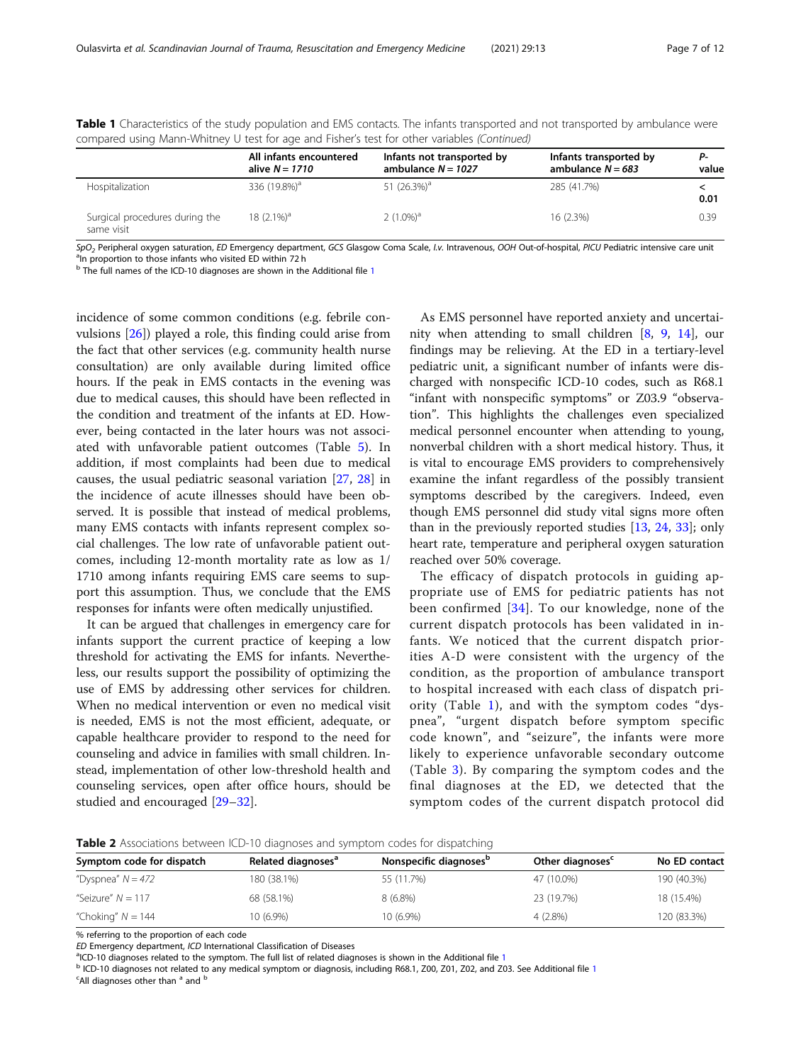**Table 1** Characteristics of the study population and EMS contacts. The infants transported and not transported by ambulance were compared using Mann-Whitney U test for age and Fisher's test for other variables *(Continued)*

| | All infants encountered alive *N = 1710* | Infants not transported by ambulance *N = 1027* | Infants transported by ambulance *N = 683* | P-value |
|---|---|---|---|---|
| Hospitalization | 336 (19.8%)[a] | 51 (26.3%)[a] | 285 (41.7%) | < 0.01 |
| Surgical procedures during the same visit | 18 (2.1%)[a] | 2 (1.0%)[a] | 16 (2.3%) | 0.39 |

$SpO_2$ Peripheral oxygen saturation, *ED* Emergency department, *GCS* Glasgow Coma Scale, *I.v.* Intravenous, *OOH* Out-of-hospital, *PICU* Pediatric intensive care unit
[a]In proportion to those infants who visited ED within 72 h
[b] The full names of the ICD-10 diagnoses are shown in the Additional file 1

incidence of some common conditions (e.g. febrile convulsions [26]) played a role, this finding could arise from the fact that other services (e.g. community health nurse consultation) are only available during limited office hours. If the peak in EMS contacts in the evening was due to medical causes, this should have been reflected in the condition and treatment of the infants at ED. However, being contacted in the later hours was not associated with unfavorable patient outcomes (Table 5). In addition, if most complaints had been due to medical causes, the usual pediatric seasonal variation [27, 28] in the incidence of acute illnesses should have been observed. It is possible that instead of medical problems, many EMS contacts with infants represent complex social challenges. The low rate of unfavorable patient outcomes, including 12-month mortality rate as low as 1/1710 among infants requiring EMS care seems to support this assumption. Thus, we conclude that the EMS responses for infants were often medically unjustified.

It can be argued that challenges in emergency care for infants support the current practice of keeping a low threshold for activating the EMS for infants. Nevertheless, our results support the possibility of optimizing the use of EMS by addressing other services for children. When no medical intervention or even no medical visit is needed, EMS is not the most efficient, adequate, or capable healthcare provider to respond to the need for counseling and advice in families with small children. Instead, implementation of other low-threshold health and counseling services, open after office hours, should be studied and encouraged [29–32].

As EMS personnel have reported anxiety and uncertainity when attending to small children [8, 9, 14], our findings may be relieving. At the ED in a tertiary-level pediatric unit, a significant number of infants were discharged with nonspecific ICD-10 codes, such as R68.1 "infant with nonspecific symptoms" or Z03.9 "observation". This highlights the challenges even specialized medical personnel encounter when attending to young, nonverbal children with a short medical history. Thus, it is vital to encourage EMS providers to comprehensively examine the infant regardless of the possibly transient symptoms described by the caregivers. Indeed, even though EMS personnel did study vital signs more often than in the previously reported studies [13, 24, 33]; only heart rate, temperature and peripheral oxygen saturation reached over 50% coverage.

The efficacy of dispatch protocols in guiding appropriate use of EMS for pediatric patients has not been confirmed [34]. To our knowledge, none of the current dispatch protocols has been validated in infants. We noticed that the current dispatch priorities A-D were consistent with the urgency of the condition, as the proportion of ambulance transport to hospital increased with each class of dispatch priority (Table 1), and with the symptom codes "dyspnea", "urgent dispatch before symptom specific code known", and "seizure", the infants were more likely to experience unfavorable secondary outcome (Table 3). By comparing the symptom codes and the final diagnoses at the ED, we detected that the symptom codes of the current dispatch protocol did

**Table 2** Associations between ICD-10 diagnoses and symptom codes for dispatching

| Symptom code for dispatch | Related diagnoses[a] | Nonspecific diagnoses[b] | Other diagnoses[c] | No ED contact |
|---|---|---|---|---|
| "Dyspnea" *N = 472* | 180 (38.1%) | 55 (11.7%) | 47 (10.0%) | 190 (40.3%) |
| "Seizure" *N = 117* | 68 (58.1%) | 8 (6.8%) | 23 (19.7%) | 18 (15.4%) |
| "Choking" *N = 144* | 10 (6.9%) | 10 (6.9%) | 4 (2.8%) | 120 (83.3%) |

% referring to the proportion of each code
*ED* Emergency department, *ICD* International Classification of Diseases
[a]ICD-10 diagnoses related to the symptom. The full list of related diagnoses is shown in the Additional file 1
[b] ICD-10 diagnoses not related to any medical symptom or diagnosis, including R68.1, Z00, Z01, Z02, and Z03. See Additional file 1
[c]All diagnoses other than [a] and [b]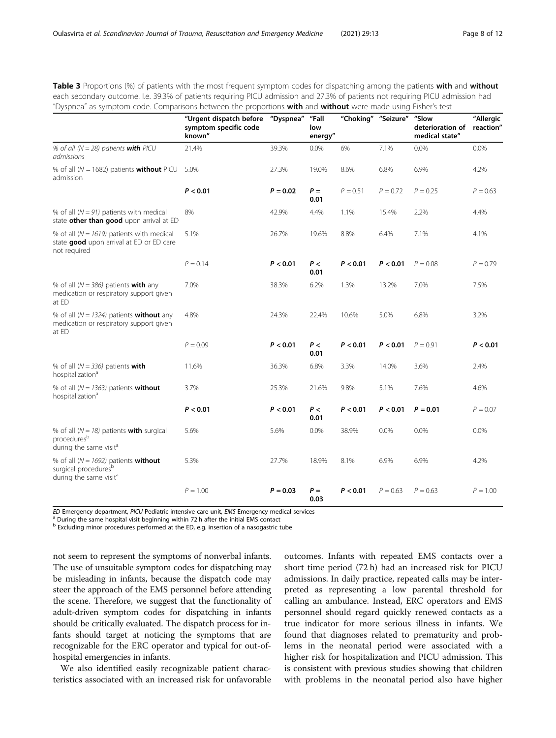**Table 3** Proportions (%) of patients with the most frequent symptom codes for dispatching among the patients **with** and **without** each secondary outcome. I.e. 39.3% of patients requiring PICU admission and 27.3% of patients not requiring PICU admission had "Dyspnea" as symptom code. Comparisons between the proportions **with** and **without** were made using Fisher's test

| | "Urgent dispatch before symptom specific code known" | "Dyspnea" | "Fall low energy" | "Choking" | "Seizure" | "Slow deterioration of medical state" | "Allergic reaction" |
|---|---|---|---|---|---|---|---|
| *% of all (N = 28) patients **with** PICU admissions* | 21.4% | 39.3% | 0.0% | 6% | 7.1% | 0.0% | 0.0% |
| % of all (*N* = 1682) patients **without** PICU admission | 5.0% | 27.3% | 19.0% | 8.6% | 6.8% | 6.9% | 4.2% |
| | ***P* < 0.01** | ***P* = 0.02** | ***P* = 0.01** | *P* = 0.51 | *P* = 0.72 | *P* = 0.25 | *P* = 0.63 |
| % of all (*N = 91)* patients with medical state **other than good** upon arrival at ED | 8% | 42.9% | 4.4% | 1.1% | 15.4% | 2.2% | 4.4% |
| % of all (*N = 1619)* patients with medical state **good** upon arrival at ED or ED care not required | 5.1% | 26.7% | 19.6% | 8.8% | 6.4% | 7.1% | 4.1% |
| | *P* = 0.14 | ***P* < 0.01** | ***P* < 0.01** | ***P* < 0.01** | ***P* < 0.01** | *P* = 0.08 | *P* = 0.79 |
| % of all (*N = 386)* patients **with** any medication or respiratory support given at ED | 7.0% | 38.3% | 6.2% | 1.3% | 13.2% | 7.0% | 7.5% |
| % of all (*N = 1324)* patients **without** any medication or respiratory support given at ED | 4.8% | 24.3% | 22.4% | 10.6% | 5.0% | 6.8% | 3.2% |
| | *P* = 0.09 | ***P* < 0.01** | ***P* < 0.01** | ***P* < 0.01** | ***P* < 0.01** | *P* = 0.91 | ***P* < 0.01** |
| % of all (*N = 336)* patients **with** hospitalization[a] | 11.6% | 36.3% | 6.8% | 3.3% | 14.0% | 3.6% | 2.4% |
| % of all (*N = 1363)* patients **without** hospitalization[a] | 3.7% | 25.3% | 21.6% | 9.8% | 5.1% | 7.6% | 4.6% |
| | ***P* < 0.01** | ***P* < 0.01** | ***P* < 0.01** | ***P* < 0.01** | ***P* < 0.01** | ***P* = 0.01** | *P* = 0.07 |
| % of all (*N = 18)* patients **with** surgical procedures[b] during the same visit[a] | 5.6% | 5.6% | 0.0% | 38.9% | 0.0% | 0.0% | 0.0% |
| % of all (*N = 1692)* patients **without** surgical procedures[b] during the same visit[a] | 5.3% | 27.7% | 18.9% | 8.1% | 6.9% | 6.9% | 4.2% |
| | *P* = 1.00 | ***P* = 0.03** | ***P* = 0.03** | ***P* < 0.01** | *P* = 0.63 | *P* = 0.63 | *P* = 1.00 |

*ED* Emergency department, *PICU* Pediatric intensive care unit, *EMS* Emergency medical services
[a] During the same hospital visit beginning within 72 h after the initial EMS contact
[b] Excluding minor procedures performed at the ED, e.g. insertion of a nasogastric tube

not seem to represent the symptoms of nonverbal infants. The use of unsuitable symptom codes for dispatching may be misleading in infants, because the dispatch code may steer the approach of the EMS personnel before attending the scene. Therefore, we suggest that the functionality of adult-driven symptom codes for dispatching in infants should be critically evaluated. The dispatch process for infants should target at noticing the symptoms that are recognizable for the ERC operator and typical for out-of-hospital emergencies in infants.

We also identified easily recognizable patient characteristics associated with an increased risk for unfavorable outcomes. Infants with repeated EMS contacts over a short time period (72 h) had an increased risk for PICU admissions. In daily practice, repeated calls may be interpreted as representing a low parental threshold for calling an ambulance. Instead, ERC operators and EMS personnel should regard quickly renewed contacts as a true indicator for more serious illness in infants. We found that diagnoses related to prematurity and problems in the neonatal period were associated with a higher risk for hospitalization and PICU admission. This is consistent with previous studies showing that children with problems in the neonatal period also have higher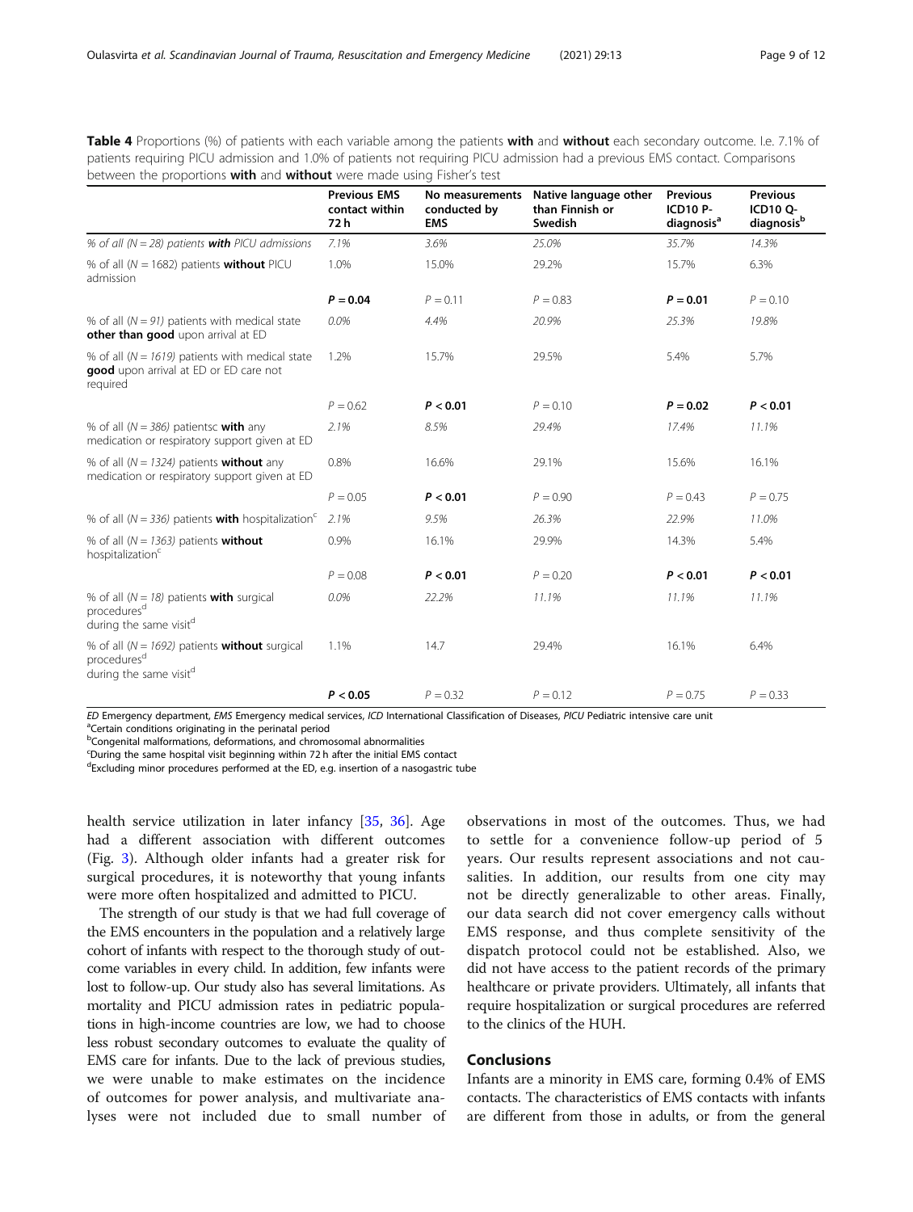**Table 4** Proportions (%) of patients with each variable among the patients **with** and **without** each secondary outcome. I.e. 7.1% of patients requiring PICU admission and 1.0% of patients not requiring PICU admission had a previous EMS contact. Comparisons between the proportions **with** and **without** were made using Fisher's test

| | Previous EMS contact within 72 h | No measurements conducted by EMS | Native language other than Finnish or Swedish | Previous ICD10 P-diagnosis[a] | Previous ICD10 Q-diagnosis[b] |
|---|---|---|---|---|---|
| *% of all (N = 28) patients **with** PICU admissions* | *7.1%* | *3.6%* | *25.0%* | *35.7%* | *14.3%* |
| % of all (N = 1682) patients **without** PICU admission | 1.0% | 15.0% | 29.2% | 15.7% | 6.3% |
| | **P = 0.04** | P = 0.11 | P = 0.83 | **P = 0.01** | P = 0.10 |
| % of all (*N = 91*) patients with medical state **other than good** upon arrival at ED | *0.0%* | *4.4%* | *20.9%* | *25.3%* | *19.8%* |
| % of all (*N = 1619*) patients with medical state **good** upon arrival at ED or ED care not required | 1.2% | 15.7% | 29.5% | 5.4% | 5.7% |
| | P = 0.62 | **P < 0.01** | P = 0.10 | **P = 0.02** | **P < 0.01** |
| % of all (*N = 386*) patientsc **with** any medication or respiratory support given at ED | *2.1%* | *8.5%* | *29.4%* | *17.4%* | *11.1%* |
| % of all (*N = 1324*) patients **without** any medication or respiratory support given at ED | 0.8% | 16.6% | 29.1% | 15.6% | 16.1% |
| | P = 0.05 | **P < 0.01** | P = 0.90 | P = 0.43 | P = 0.75 |
| % of all (*N = 336*) patients **with** hospitalization[c] | *2.1%* | *9.5%* | *26.3%* | *22.9%* | *11.0%* |
| % of all (*N = 1363*) patients **without** hospitalization[c] | 0.9% | 16.1% | 29.9% | 14.3% | 5.4% |
| | P = 0.08 | **P < 0.01** | P = 0.20 | **P < 0.01** | **P < 0.01** |
| % of all (*N = 18*) patients **with** surgical procedures[d] during the same visit[d] | *0.0%* | *22.2%* | *11.1%* | *11.1%* | *11.1%* |
| % of all (*N = 1692*) patients **without** surgical procedures[d] during the same visit[d] | 1.1% | 14.7 | 29.4% | 16.1% | 6.4% |
| | **P < 0.05** | P = 0.32 | P = 0.12 | P = 0.75 | P = 0.33 |

*ED* Emergency department, *EMS* Emergency medical services, *ICD* International Classification of Diseases, *PICU* Pediatric intensive care unit
[a]Certain conditions originating in the perinatal period
[b]Congenital malformations, deformations, and chromosomal abnormalities
[c]During the same hospital visit beginning within 72 h after the initial EMS contact
[d]Excluding minor procedures performed at the ED, e.g. insertion of a nasogastric tube

health service utilization in later infancy [35, 36]. Age had a different association with different outcomes (Fig. 3). Although older infants had a greater risk for surgical procedures, it is noteworthy that young infants were more often hospitalized and admitted to PICU.

The strength of our study is that we had full coverage of the EMS encounters in the population and a relatively large cohort of infants with respect to the thorough study of outcome variables in every child. In addition, few infants were lost to follow-up. Our study also has several limitations. As mortality and PICU admission rates in pediatric populations in high-income countries are low, we had to choose less robust secondary outcomes to evaluate the quality of EMS care for infants. Due to the lack of previous studies, we were unable to make estimates on the incidence of outcomes for power analysis, and multivariate analyses were not included due to small number of observations in most of the outcomes. Thus, we had to settle for a convenience follow-up period of 5 years. Our results represent associations and not causalities. In addition, our results from one city may not be directly generalizable to other areas. Finally, our data search did not cover emergency calls without EMS response, and thus complete sensitivity of the dispatch protocol could not be established. Also, we did not have access to the patient records of the primary healthcare or private providers. Ultimately, all infants that require hospitalization or surgical procedures are referred to the clinics of the HUH.

## Conclusions

Infants are a minority in EMS care, forming 0.4% of EMS contacts. The characteristics of EMS contacts with infants are different from those in adults, or from the general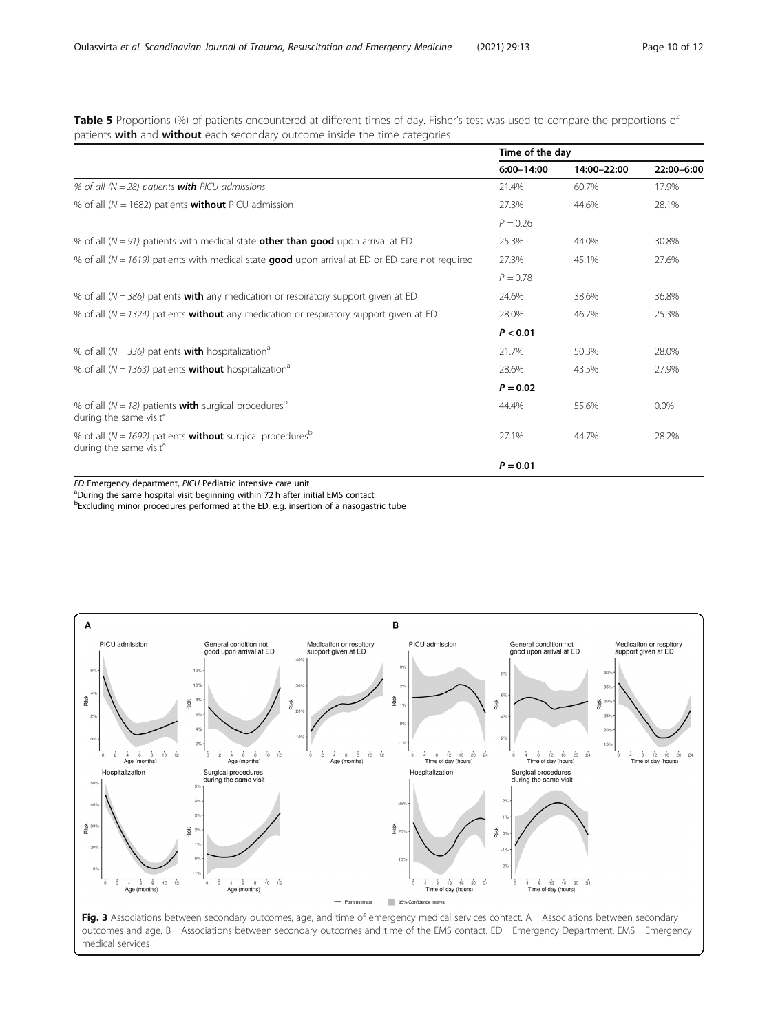**Table 5** Proportions (%) of patients encountered at different times of day. Fisher's test was used to compare the proportions of patients **with** and **without** each secondary outcome inside the time categories

| | Time of the day | | |
|---|---|---|---|
| | 6:00–14:00 | 14:00–22:00 | 22:00–6:00 |
| *% of all (N = 28) patients* ***with*** *PICU admissions* | 21.4% | 60.7% | 17.9% |
| % of all (N = 1682) patients **without** PICU admission | 27.3% | 44.6% | 28.1% |
| | P = 0.26 | | |
| % of all (N = 91) patients with medical state **other than good** upon arrival at ED | 25.3% | 44.0% | 30.8% |
| % of all (N = 1619) patients with medical state **good** upon arrival at ED or ED care not required | 27.3% | 45.1% | 27.6% |
| | P = 0.78 | | |
| % of all (N = 386) patients **with** any medication or respiratory support given at ED | 24.6% | 38.6% | 36.8% |
| % of all (N = 1324) patients **without** any medication or respiratory support given at ED | 28.0% | 46.7% | 25.3% |
| | **P < 0.01** | | |
| % of all (N = 336) patients **with** hospitalization[a] | 21.7% | 50.3% | 28.0% |
| % of all (N = 1363) patients **without** hospitalization[a] | 28.6% | 43.5% | 27.9% |
| | **P = 0.02** | | |
| % of all (N = 18) patients **with** surgical procedures[b] during the same visit[a] | 44.4% | 55.6% | 0.0% |
| % of all (N = 1692) patients **without** surgical procedures[b] during the same visit[a] | 27.1% | 44.7% | 28.2% |
| | **P = 0.01** | | |

*ED* Emergency department, *PICU* Pediatric intensive care unit

[a]During the same hospital visit beginning within 72 h after initial EMS contact

[b]Excluding minor procedures performed at the ED, e.g. insertion of a nasogastric tube

**Fig. 3** Associations between secondary outcomes, age, and time of emergency medical services contact. A = Associations between secondary outcomes and age. B = Associations between secondary outcomes and time of the EMS contact. ED = Emergency Department. EMS = Emergency medical services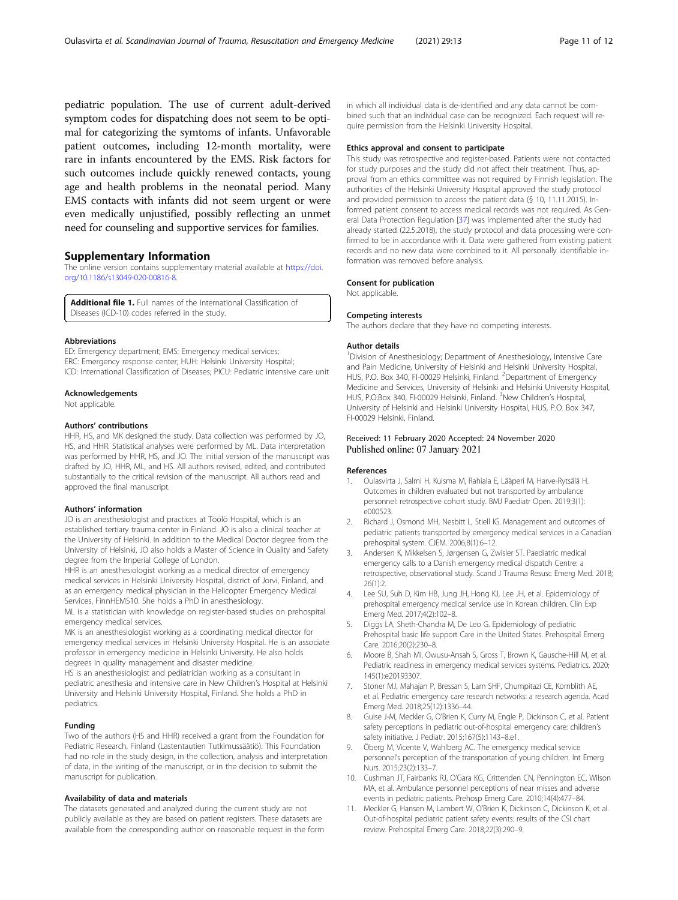pediatric population. The use of current adult-derived symptom codes for dispatching does not seem to be optimal for categorizing the symtoms of infants. Unfavorable patient outcomes, including 12-month mortality, were rare in infants encountered by the EMS. Risk factors for such outcomes include quickly renewed contacts, young age and health problems in the neonatal period. Many EMS contacts with infants did not seem urgent or were even medically unjustified, possibly reflecting an unmet need for counseling and supportive services for families.

## Supplementary Information

The online version contains supplementary material available at https://doi.org/10.1186/s13049-020-00816-8.

**Additional file 1.** Full names of the International Classification of Diseases (ICD-10) codes referred in the study.

### Abbreviations

ED: Emergency department; EMS: Emergency medical services; ERC: Emergency response center; HUH: Helsinki University Hospital; ICD: International Classification of Diseases; PICU: Pediatric intensive care unit

### Acknowledgements

Not applicable.

### Authors' contributions

HHR, HS, and MK designed the study. Data collection was performed by JO, HS, and HHR. Statistical analyses were performed by ML. Data interpretation was performed by HHR, HS, and JO. The initial version of the manuscript was drafted by JO, HHR, ML, and HS. All authors revised, edited, and contributed substantially to the critical revision of the manuscript. All authors read and approved the final manuscript.

### Authors' information

JO is an anesthesiologist and practices at Töölö Hospital, which is an established tertiary trauma center in Finland. JO is also a clinical teacher at the University of Helsinki. In addition to the Medical Doctor degree from the University of Helsinki, JO also holds a Master of Science in Quality and Safety degree from the Imperial College of London.

HHR is an anesthesiologist working as a medical director of emergency medical services in Helsinki University Hospital, district of Jorvi, Finland, and as an emergency medical physician in the Helicopter Emergency Medical Services, FinnHEMS10. She holds a PhD in anesthesiology.

ML is a statistician with knowledge on register-based studies on prehospital emergency medical services.

MK is an anesthesiologist working as a coordinating medical director for emergency medical services in Helsinki University Hospital. He is an associate professor in emergency medicine in Helsinki University. He also holds degrees in quality management and disaster medicine.

HS is an anesthesiologist and pediatrician working as a consultant in pediatric anesthesia and intensive care in New Children's Hospital at Helsinki University and Helsinki University Hospital, Finland. She holds a PhD in pediatrics.

### Funding

Two of the authors (HS and HHR) received a grant from the Foundation for Pediatric Research, Finland (Lastentautien Tutkimussäätiö). This Foundation had no role in the study design, in the collection, analysis and interpretation of data, in the writing of the manuscript, or in the decision to submit the manuscript for publication.

### Availability of data and materials

The datasets generated and analyzed during the current study are not publicly available as they are based on patient registers. These datasets are available from the corresponding author on reasonable request in the form in which all individual data is de-identified and any data cannot be combined such that an individual case can be recognized. Each request will require permission from the Helsinki University Hospital.

### Ethics approval and consent to participate

This study was retrospective and register-based. Patients were not contacted for study purposes and the study did not affect their treatment. Thus, approval from an ethics committee was not required by Finnish legislation. The authorities of the Helsinki University Hospital approved the study protocol and provided permission to access the patient data (§ 10, 11.11.2015). Informed patient consent to access medical records was not required. As General Data Protection Regulation [37] was implemented after the study had already started (22.5.2018), the study protocol and data processing were confirmed to be in accordance with it. Data were gathered from existing patient records and no new data were combined to it. All personally identifiable information was removed before analysis.

### Consent for publication

Not applicable.

### Competing interests

The authors declare that they have no competing interests.

### Author details

[1]Division of Anesthesiology; Department of Anesthesiology, Intensive Care and Pain Medicine, University of Helsinki and Helsinki University Hospital, HUS, P.O. Box 340, FI-00029 Helsinki, Finland. [2]Department of Emergency Medicine and Services, University of Helsinki and Helsinki University Hospital, HUS, P.O.Box 340, FI-00029 Helsinki, Finland. [3]New Children's Hospital, University of Helsinki and Helsinki University Hospital, HUS, P.O. Box 347, FI-00029 Helsinki, Finland.

Received: 11 February 2020 Accepted: 24 November 2020
Published online: 07 January 2021

### References

1. Oulasvirta J, Salmi H, Kuisma M, Rahiala E, Lääperi M, Harve-Rytsälä H. Outcomes in children evaluated but not transported by ambulance personnel: retrospective cohort study. BMJ Paediatr Open. 2019;3(1):e000523.
2. Richard J, Osmond MH, Nesbitt L, Stiell IG. Management and outcomes of pediatric patients transported by emergency medical services in a Canadian prehospital system. CJEM. 2006;8(1):6–12.
3. Andersen K, Mikkelsen S, Jørgensen G, Zwisler ST. Paediatric medical emergency calls to a Danish emergency medical dispatch Centre: a retrospective, observational study. Scand J Trauma Resusc Emerg Med. 2018;26(1):2.
4. Lee SU, Suh D, Kim HB, Jung JH, Hong KJ, Lee JH, et al. Epidemiology of prehospital emergency medical service use in Korean children. Clin Exp Emerg Med. 2017;4(2):102–8.
5. Diggs LA, Sheth-Chandra M, De Leo G. Epidemiology of pediatric Prehospital basic life support Care in the United States. Prehospital Emerg Care. 2016;20(2):230–8.
6. Moore B, Shah MI, Owusu-Ansah S, Gross T, Brown K, Gausche-Hill M, et al. Pediatric readiness in emergency medical services systems. Pediatrics. 2020;145(1):e20193307.
7. Stoner MJ, Mahajan P, Bressan S, Lam SHF, Chumpitazi CE, Kornblith AE, et al. Pediatric emergency care research networks: a research agenda. Acad Emerg Med. 2018;25(12):1336–44.
8. Guise J-M, Meckler G, O'Brien K, Curry M, Engle P, Dickinson C, et al. Patient safety perceptions in pediatric out-of-hospital emergency care: children's safety initiative. J Pediatr. 2015;167(5):1143–8.e1.
9. Öberg M, Vicente V, Wahlberg AC. The emergency medical service personnel's perception of the transportation of young children. Int Emerg Nurs. 2015;23(2):133–7.
10. Cushman JT, Fairbanks RJ, O'Gara KG, Crittenden CN, Pennington EC, Wilson MA, et al. Ambulance personnel perceptions of near misses and adverse events in pediatric patients. Prehosp Emerg Care. 2010;14(4):477–84.
11. Meckler G, Hansen M, Lambert W, O'Brien K, Dickinson C, Dickinson K, et al. Out-of-hospital pediatric patient safety events: results of the CSI chart review. Prehospital Emerg Care. 2018;22(3):290–9.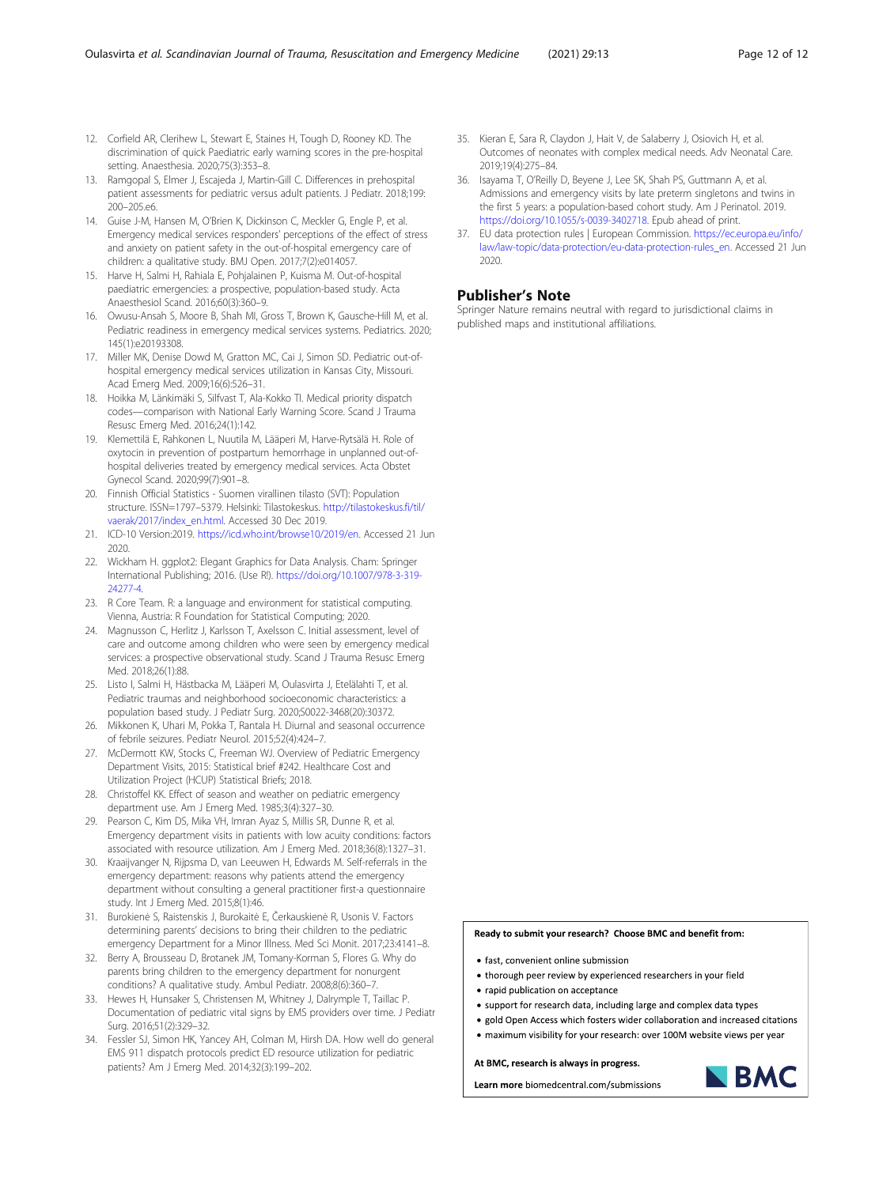12. Corfield AR, Clerihew L, Stewart E, Staines H, Tough D, Rooney KD. The discrimination of quick Paediatric early warning scores in the pre-hospital setting. Anaesthesia. 2020;75(3):353–8.
13. Ramgopal S, Elmer J, Escajeda J, Martin-Gill C. Differences in prehospital patient assessments for pediatric versus adult patients. J Pediatr. 2018;199:200–205.e6.
14. Guise J-M, Hansen M, O'Brien K, Dickinson C, Meckler G, Engle P, et al. Emergency medical services responders' perceptions of the effect of stress and anxiety on patient safety in the out-of-hospital emergency care of children: a qualitative study. BMJ Open. 2017;7(2):e014057.
15. Harve H, Salmi H, Rahiala E, Pohjalainen P, Kuisma M. Out-of-hospital paediatric emergencies: a prospective, population-based study. Acta Anaesthesiol Scand. 2016;60(3):360–9.
16. Owusu-Ansah S, Moore B, Shah MI, Gross T, Brown K, Gausche-Hill M, et al. Pediatric readiness in emergency medical services systems. Pediatrics. 2020;145(1):e20193308.
17. Miller MK, Denise Dowd M, Gratton MC, Cai J, Simon SD. Pediatric out-of-hospital emergency medical services utilization in Kansas City, Missouri. Acad Emerg Med. 2009;16(6):526–31.
18. Hoikka M, Länkimäki S, Silfvast T, Ala-Kokko TI. Medical priority dispatch codes—comparison with National Early Warning Score. Scand J Trauma Resusc Emerg Med. 2016;24(1):142.
19. Klemettilä E, Rahkonen L, Nuutila M, Lääperi M, Harve-Rytsälä H. Role of oxytocin in prevention of postpartum hemorrhage in unplanned out-of-hospital deliveries treated by emergency medical services. Acta Obstet Gynecol Scand. 2020;99(7):901–8.
20. Finnish Official Statistics - Suomen virallinen tilasto (SVT): Population structure. ISSN=1797–5379. Helsinki: Tilastokeskus. http://tilastokeskus.fi/til/vaerak/2017/index_en.html. Accessed 30 Dec 2019.
21. ICD-10 Version:2019. https://icd.who.int/browse10/2019/en. Accessed 21 Jun 2020.
22. Wickham H. ggplot2: Elegant Graphics for Data Analysis. Cham: Springer International Publishing; 2016. (Use R!). https://doi.org/10.1007/978-3-319-24277-4.
23. R Core Team. R: a language and environment for statistical computing. Vienna, Austria: R Foundation for Statistical Computing; 2020.
24. Magnusson C, Herlitz J, Karlsson T, Axelsson C. Initial assessment, level of care and outcome among children who were seen by emergency medical services: a prospective observational study. Scand J Trauma Resusc Emerg Med. 2018;26(1):88.
25. Listo I, Salmi H, Hästbacka M, Lääperi M, Oulasvirta J, Etelälahti T, et al. Pediatric traumas and neighborhood socioeconomic characteristics: a population based study. J Pediatr Surg. 2020;S0022-3468(20):30372.
26. Mikkonen K, Uhari M, Pokka T, Rantala H. Diurnal and seasonal occurrence of febrile seizures. Pediatr Neurol. 2015;52(4):424–7.
27. McDermott KW, Stocks C, Freeman WJ. Overview of Pediatric Emergency Department Visits, 2015: Statistical brief #242. Healthcare Cost and Utilization Project (HCUP) Statistical Briefs; 2018.
28. Christoffel KK. Effect of season and weather on pediatric emergency department use. Am J Emerg Med. 1985;3(4):327–30.
29. Pearson C, Kim DS, Mika VH, Imran Ayaz S, Millis SR, Dunne R, et al. Emergency department visits in patients with low acuity conditions: factors associated with resource utilization. Am J Emerg Med. 2018;36(8):1327–31.
30. Kraaijvanger N, Rijpsma D, van Leeuwen H, Edwards M. Self-referrals in the emergency department: reasons why patients attend the emergency department without consulting a general practitioner first-a questionnaire study. Int J Emerg Med. 2015;8(1):46.
31. Burokienė S, Raistenskis J, Burokaitė E, Čerkauskienė R, Usonis V. Factors determining parents' decisions to bring their children to the pediatric emergency Department for a Minor Illness. Med Sci Monit. 2017;23:4141–8.
32. Berry A, Brousseau D, Brotanek JM, Tomany-Korman S, Flores G. Why do parents bring children to the emergency department for nonurgent conditions? A qualitative study. Ambul Pediatr. 2008;8(6):360–7.
33. Hewes H, Hunsaker S, Christensen M, Whitney J, Dalrymple T, Taillac P. Documentation of pediatric vital signs by EMS providers over time. J Pediatr Surg. 2016;51(2):329–32.
34. Fessler SJ, Simon HK, Yancey AH, Colman M, Hirsh DA. How well do general EMS 911 dispatch protocols predict ED resource utilization for pediatric patients? Am J Emerg Med. 2014;32(3):199–202.
35. Kieran E, Sara R, Claydon J, Hait V, de Salaberry J, Osiovich H, et al. Outcomes of neonates with complex medical needs. Adv Neonatal Care. 2019;19(4):275–84.
36. Isayama T, O'Reilly D, Beyene J, Lee SK, Shah PS, Guttmann A, et al. Admissions and emergency visits by late preterm singletons and twins in the first 5 years: a population-based cohort study. Am J Perinatol. 2019. https://doi.org/10.1055/s-0039-3402718. Epub ahead of print.
37. EU data protection rules | European Commission. https://ec.europa.eu/info/law/law-topic/data-protection/eu-data-protection-rules_en. Accessed 21 Jun 2020.

## Publisher's Note

Springer Nature remains neutral with regard to jurisdictional claims in published maps and institutional affiliations.

**Ready to submit your research? Choose BMC and benefit from:**

- fast, convenient online submission
- thorough peer review by experienced researchers in your field
- rapid publication on acceptance
- support for research data, including large and complex data types
- gold Open Access which fosters wider collaboration and increased citations
- maximum visibility for your research: over 100M website views per year

**At BMC, research is always in progress.**

**Learn more** biomedcentral.com/submissions

BMC